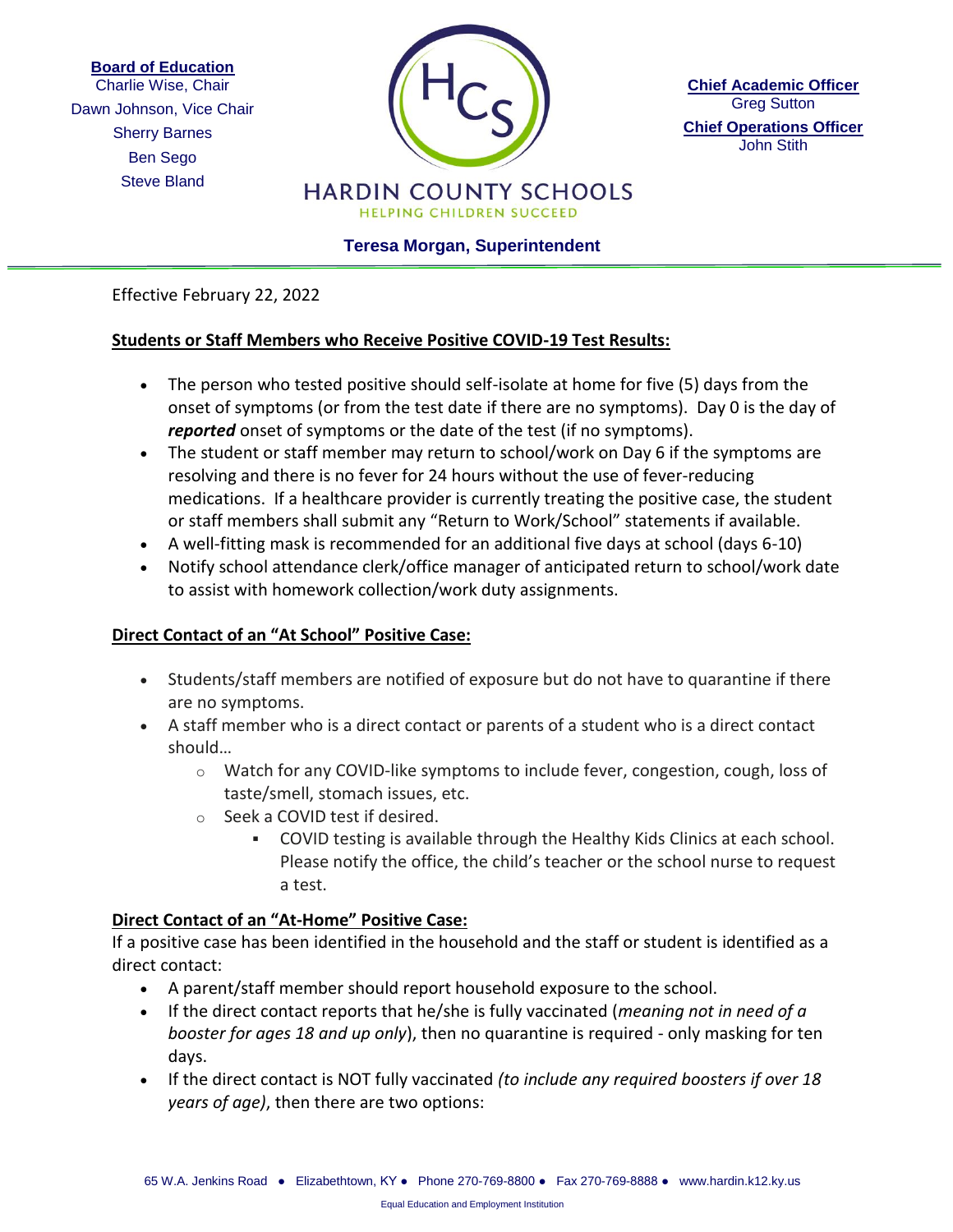**Board of Education**
Charlie Wise, Chair
Dawn Johnson, Vice Chair
Sherry Barnes
Ben Sego
Steve Bland

HARDIN COUNTY SCHOOLS
HELPING CHILDREN SUCCEED

**Chief Academic Officer**
Greg Sutton
**Chief Operations Officer**
John Stith

**Teresa Morgan, Superintendent**

---

Effective February 22, 2022

**Students or Staff Members who Receive Positive COVID-19 Test Results:**

- The person who tested positive should self-isolate at home for five (5) days from the onset of symptoms (or from the test date if there are no symptoms). Day 0 is the day of ***reported*** onset of symptoms or the date of the test (if no symptoms).
- The student or staff member may return to school/work on Day 6 if the symptoms are resolving and there is no fever for 24 hours without the use of fever-reducing medications. If a healthcare provider is currently treating the positive case, the student or staff members shall submit any "Return to Work/School" statements if available.
- A well-fitting mask is recommended for an additional five days at school (days 6-10)
- Notify school attendance clerk/office manager of anticipated return to school/work date to assist with homework collection/work duty assignments.

**Direct Contact of an "At School" Positive Case:**

- Students/staff members are notified of exposure but do not have to quarantine if there are no symptoms.
- A staff member who is a direct contact or parents of a student who is a direct contact should…
  - Watch for any COVID-like symptoms to include fever, congestion, cough, loss of taste/smell, stomach issues, etc.
  - Seek a COVID test if desired.
    - COVID testing is available through the Healthy Kids Clinics at each school. Please notify the office, the child's teacher or the school nurse to request a test.

**Direct Contact of an "At-Home" Positive Case:**

If a positive case has been identified in the household and the staff or student is identified as a direct contact:

- A parent/staff member should report household exposure to the school.
- If the direct contact reports that he/she is fully vaccinated (*meaning not in need of a booster for ages 18 and up only*), then no quarantine is required - only masking for ten days.
- If the direct contact is NOT fully vaccinated *(to include any required boosters if over 18 years of age)*, then there are two options:

65 W.A. Jenkins Road ● Elizabethtown, KY ● Phone 270-769-8800 ● Fax 270-769-8888 ● www.hardin.k12.ky.us

Equal Education and Employment Institution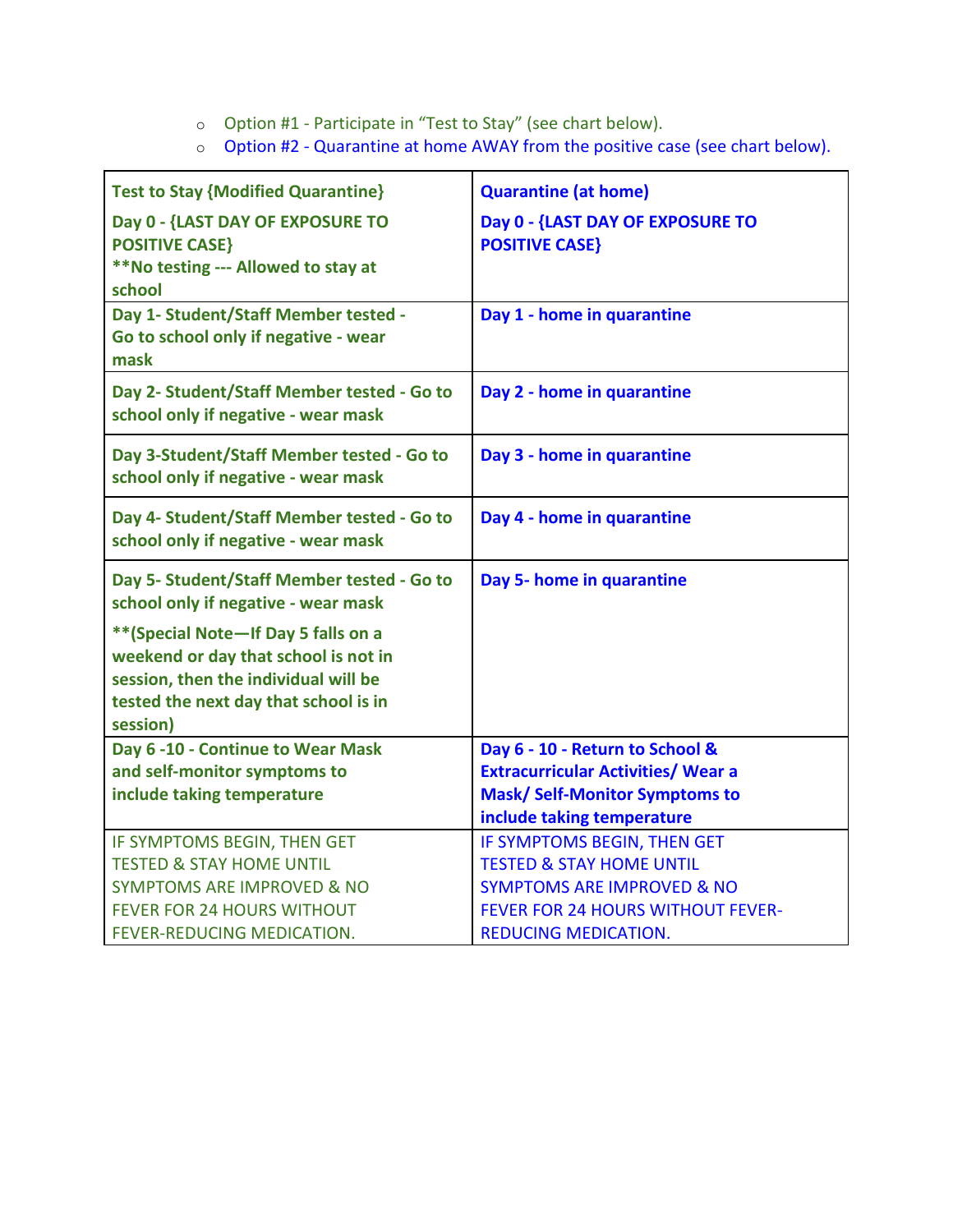- Option #1 - Participate in "Test to Stay" (see chart below).
- Option #2 - Quarantine at home AWAY from the positive case (see chart below).

| | |
|---|---|
| **Test to Stay {Modified Quarantine}**<br>**Day 0 - {LAST DAY OF EXPOSURE TO POSITIVE CASE}**<br>****No testing --- Allowed to stay at school** | **Quarantine (at home)**<br>**Day 0 - {LAST DAY OF EXPOSURE TO POSITIVE CASE}** |
| **Day 1- Student/Staff Member tested - Go to school only if negative - wear mask** | **Day 1 - home in quarantine** |
| **Day 2- Student/Staff Member tested - Go to school only if negative - wear mask** | **Day 2 - home in quarantine** |
| **Day 3-Student/Staff Member tested - Go to school only if negative - wear mask** | **Day 3 - home in quarantine** |
| **Day 4- Student/Staff Member tested - Go to school only if negative - wear mask** | **Day 4 - home in quarantine** |
| **Day 5- Student/Staff Member tested - Go to school only if negative - wear mask**<br>****(Special Note—If Day 5 falls on a weekend or day that school is not in session, then the individual will be tested the next day that school is in session)** | **Day 5- home in quarantine** |
| **Day 6 -10 - Continue to Wear Mask and self-monitor symptoms to include taking temperature** | **Day 6 - 10 - Return to School & Extracurricular Activities/ Wear a Mask/ Self-Monitor Symptoms to include taking temperature** |
| IF SYMPTOMS BEGIN, THEN GET TESTED & STAY HOME UNTIL SYMPTOMS ARE IMPROVED & NO FEVER FOR 24 HOURS WITHOUT FEVER-REDUCING MEDICATION. | IF SYMPTOMS BEGIN, THEN GET TESTED & STAY HOME UNTIL SYMPTOMS ARE IMPROVED & NO FEVER FOR 24 HOURS WITHOUT FEVER-REDUCING MEDICATION. |